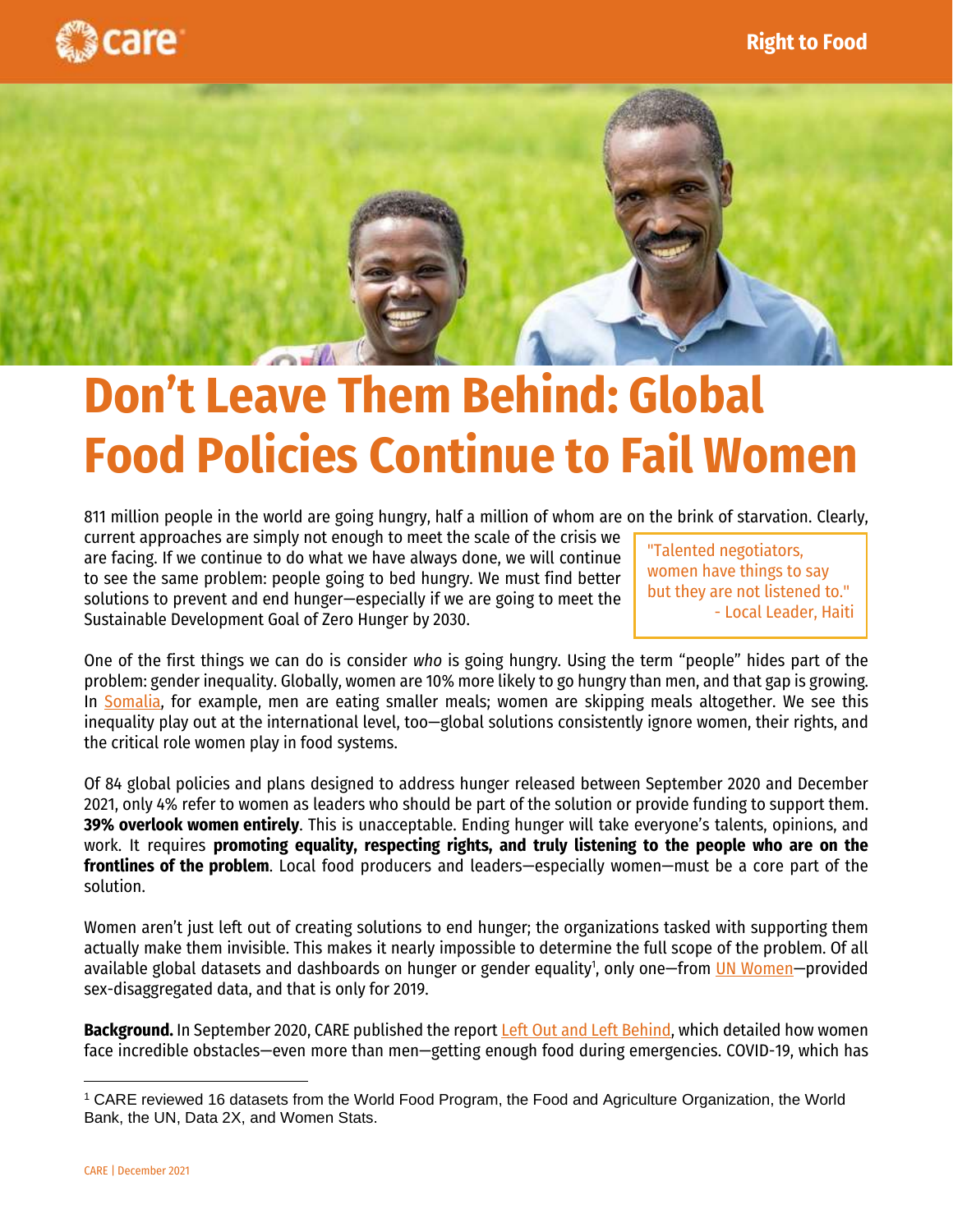# Don't Leave Them Behind: Global Food Policies Continue to Fail Women

811 million people in the world are going hungry, half a million of whom are on the brink of starvation. Clearly, current approaches are simply not enough to meet the scale of the crisis we are facing. If we continue to do what we have always done, we will continue to see the same problem: people going to bed hungry. We must find better solutions to prevent and end hunger—especially if we are going to meet the Sustainable Development Goal of Zero Hunger by 2030.

> "Talented negotiators, women have things to say but they are not listened to."
> - Local Leader, Haiti

One of the first things we can do is consider *who* is going hungry. Using the term "people" hides part of the problem: gender inequality. Globally, women are 10% more likely to go hungry than men, and that gap is growing. In Somalia, for example, men are eating smaller meals; women are skipping meals altogether. We see this inequality play out at the international level, too—global solutions consistently ignore women, their rights, and the critical role women play in food systems.

Of 84 global policies and plans designed to address hunger released between September 2020 and December 2021, only 4% refer to women as leaders who should be part of the solution or provide funding to support them. **39% overlook women entirely**. This is unacceptable. Ending hunger will take everyone's talents, opinions, and work. It requires **promoting equality, respecting rights, and truly listening to the people who are on the frontlines of the problem**. Local food producers and leaders—especially women—must be a core part of the solution.

Women aren't just left out of creating solutions to end hunger; the organizations tasked with supporting them actually make them invisible. This makes it nearly impossible to determine the full scope of the problem. Of all available global datasets and dashboards on hunger or gender equality[1], only one—from UN Women—provided sex-disaggregated data, and that is only for 2019.

**Background.** In September 2020, CARE published the report Left Out and Left Behind, which detailed how women face incredible obstacles—even more than men—getting enough food during emergencies. COVID-19, which has

[1] CARE reviewed 16 datasets from the World Food Program, the Food and Agriculture Organization, the World Bank, the UN, Data 2X, and Women Stats.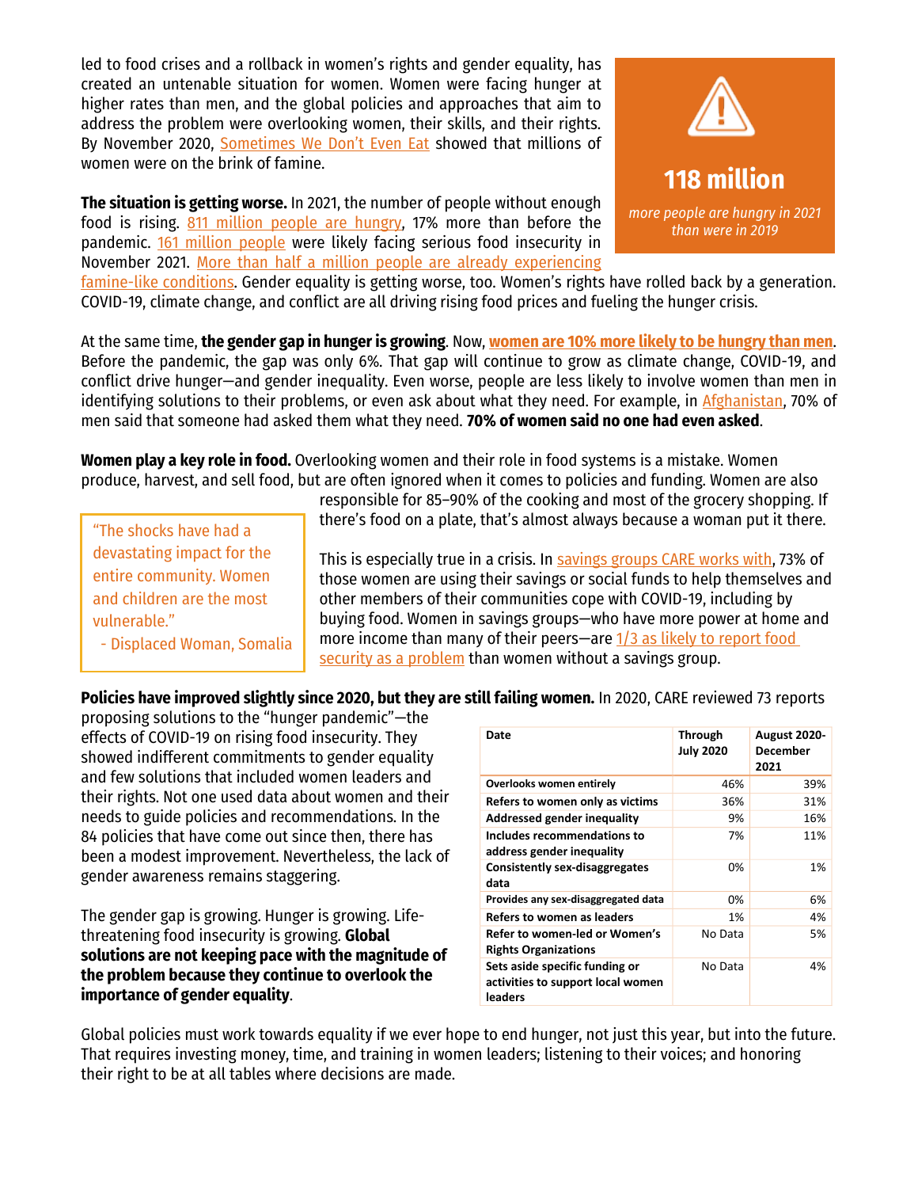led to food crises and a rollback in women's rights and gender equality, has created an untenable situation for women. Women were facing hunger at higher rates than men, and the global policies and approaches that aim to address the problem were overlooking women, their skills, and their rights. By November 2020, Sometimes We Don't Even Eat showed that millions of women were on the brink of famine.

**118 million**

*more people are hungry in 2021 than were in 2019*

**The situation is getting worse.** In 2021, the number of people without enough food is rising. 811 million people are hungry, 17% more than before the pandemic. 161 million people were likely facing serious food insecurity in November 2021. More than half a million people are already experiencing famine-like conditions. Gender equality is getting worse, too. Women's rights have rolled back by a generation. COVID-19, climate change, and conflict are all driving rising food prices and fueling the hunger crisis.

At the same time, **the gender gap in hunger is growing**. Now, **women are 10% more likely to be hungry than men**. Before the pandemic, the gap was only 6%. That gap will continue to grow as climate change, COVID-19, and conflict drive hunger—and gender inequality. Even worse, people are less likely to involve women than men in identifying solutions to their problems, or even ask about what they need. For example, in Afghanistan, 70% of men said that someone had asked them what they need. **70% of women said no one had even asked**.

**Women play a key role in food.** Overlooking women and their role in food systems is a mistake. Women produce, harvest, and sell food, but are often ignored when it comes to policies and funding. Women are also responsible for 85–90% of the cooking and most of the grocery shopping. If there's food on a plate, that's almost always because a woman put it there.

> "The shocks have had a devastating impact for the entire community. Women and children are the most vulnerable."
>
> - Displaced Woman, Somalia

This is especially true in a crisis. In savings groups CARE works with, 73% of those women are using their savings or social funds to help themselves and other members of their communities cope with COVID-19, including by buying food. Women in savings groups—who have more power at home and more income than many of their peers—are 1/3 as likely to report food security as a problem than women without a savings group.

**Policies have improved slightly since 2020, but they are still failing women.** In 2020, CARE reviewed 73 reports proposing solutions to the "hunger pandemic"—the effects of COVID-19 on rising food insecurity. They showed indifferent commitments to gender equality and few solutions that included women leaders and their rights. Not one used data about women and their needs to guide policies and recommendations. In the 84 policies that have come out since then, there has been a modest improvement. Nevertheless, the lack of gender awareness remains staggering.

| Date | Through July 2020 | August 2020-December 2021 |
|---|---|---|
| Overlooks women entirely | 46% | 39% |
| Refers to women only as victims | 36% | 31% |
| Addressed gender inequality | 9% | 16% |
| Includes recommendations to address gender inequality | 7% | 11% |
| Consistently sex-disaggregates data | 0% | 1% |
| Provides any sex-disaggregated data | 0% | 6% |
| Refers to women as leaders | 1% | 4% |
| Refer to women-led or Women's Rights Organizations | No Data | 5% |
| Sets aside specific funding or activities to support local women leaders | No Data | 4% |

The gender gap is growing. Hunger is growing. Life-threatening food insecurity is growing. **Global solutions are not keeping pace with the magnitude of the problem because they continue to overlook the importance of gender equality**.

Global policies must work towards equality if we ever hope to end hunger, not just this year, but into the future. That requires investing money, time, and training in women leaders; listening to their voices; and honoring their right to be at all tables where decisions are made.